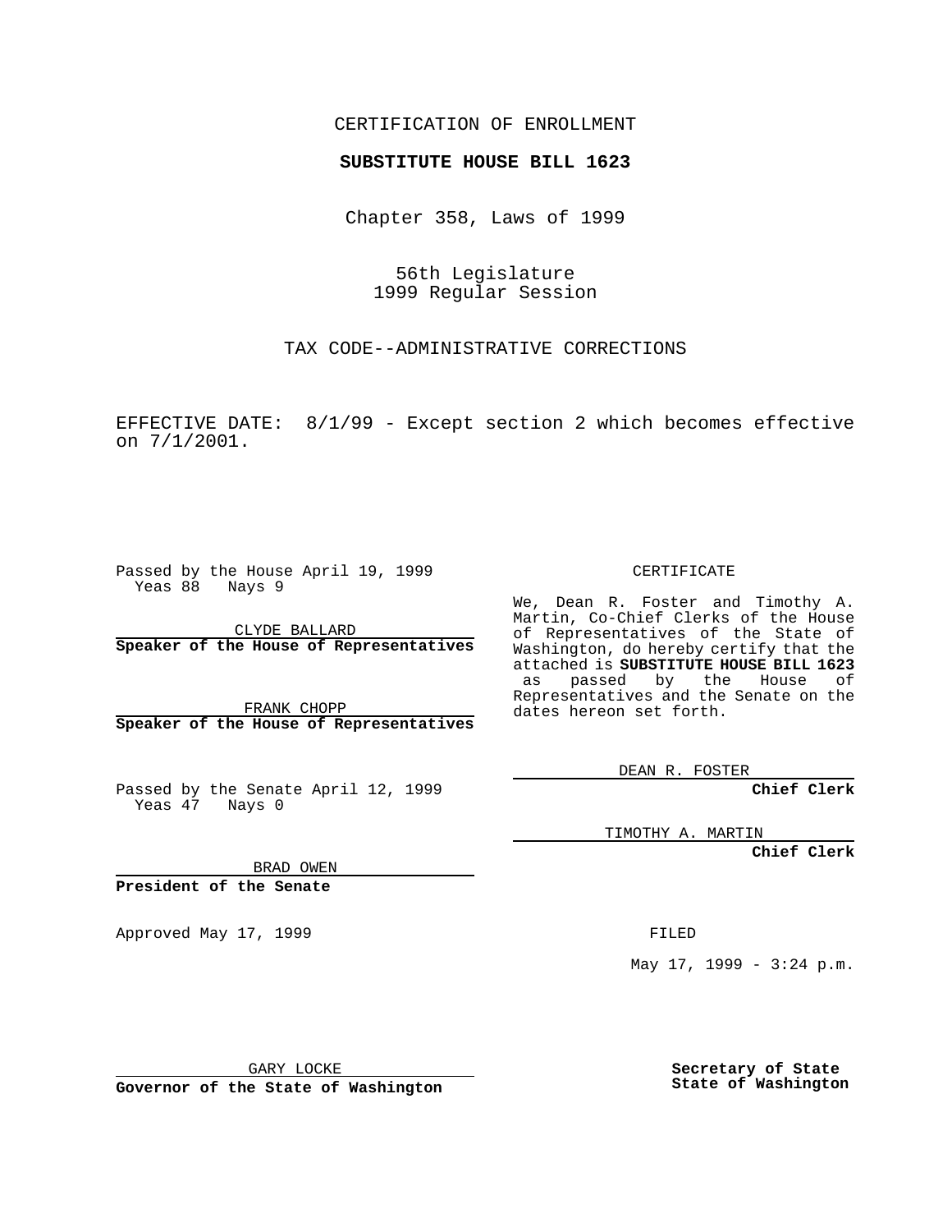CERTIFICATION OF ENROLLMENT

**SUBSTITUTE HOUSE BILL 1623**

Chapter 358, Laws of 1999

56th Legislature
1999 Regular Session

TAX CODE--ADMINISTRATIVE CORRECTIONS

EFFECTIVE DATE: 8/1/99 - Except section 2 which becomes effective on 7/1/2001.

Passed by the House April 19, 1999
Yeas 88 Nays 9

CLYDE BALLARD
**Speaker of the House of Representatives**

FRANK CHOPP
**Speaker of the House of Representatives**

Passed by the Senate April 12, 1999
Yeas 47 Nays 0

BRAD OWEN
**President of the Senate**

Approved May 17, 1999

GARY LOCKE
**Governor of the State of Washington**

CERTIFICATE

We, Dean R. Foster and Timothy A. Martin, Co-Chief Clerks of the House of Representatives of the State of Washington, do hereby certify that the attached is **SUBSTITUTE HOUSE BILL 1623** as passed by the House of Representatives and the Senate on the dates hereon set forth.

DEAN R. FOSTER
**Chief Clerk**

TIMOTHY A. MARTIN
**Chief Clerk**

FILED

May 17, 1999 - 3:24 p.m.

**Secretary of State**
**State of Washington**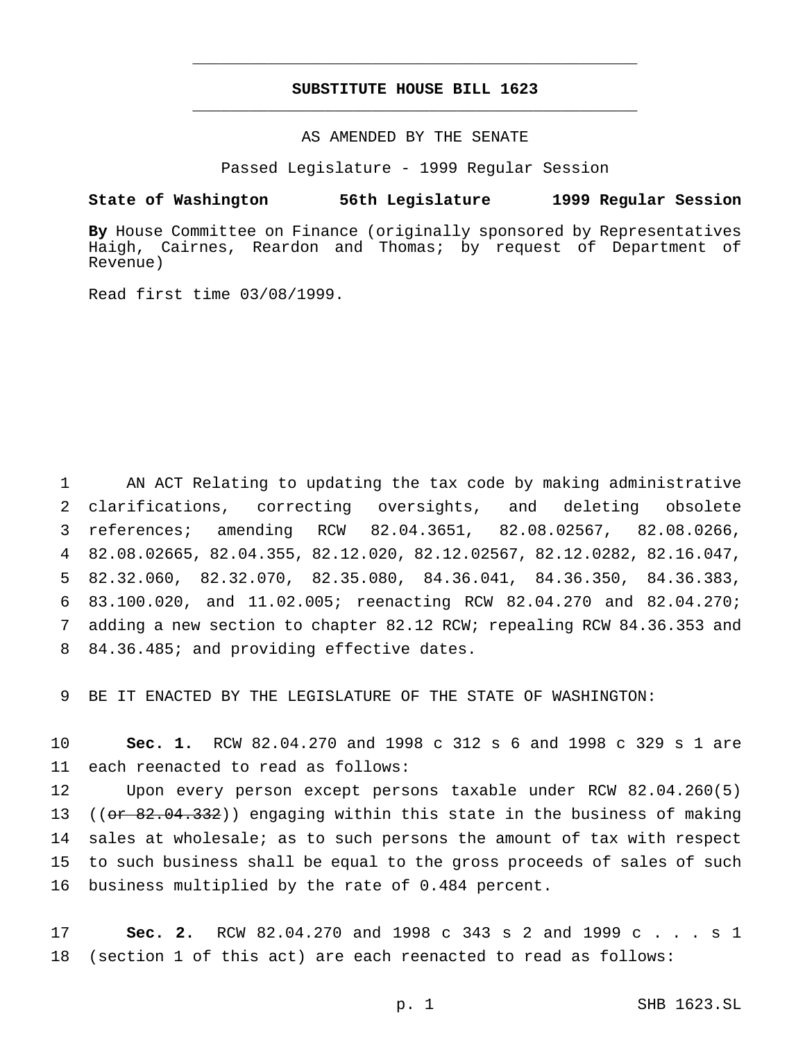# SUBSTITUTE HOUSE BILL 1623

AS AMENDED BY THE SENATE

Passed Legislature - 1999 Regular Session

**State of Washington 56th Legislature 1999 Regular Session**

**By** House Committee on Finance (originally sponsored by Representatives Haigh, Cairnes, Reardon and Thomas; by request of Department of Revenue)

Read first time 03/08/1999.

AN ACT Relating to updating the tax code by making administrative clarifications, correcting oversights, and deleting obsolete references; amending RCW 82.04.3651, 82.08.02567, 82.08.0266, 82.08.02665, 82.04.355, 82.12.020, 82.12.02567, 82.12.0282, 82.16.047, 82.32.060, 82.32.070, 82.35.080, 84.36.041, 84.36.350, 84.36.383, 83.100.020, and 11.02.005; reenacting RCW 82.04.270 and 82.04.270; adding a new section to chapter 82.12 RCW; repealing RCW 84.36.353 and 84.36.485; and providing effective dates.

BE IT ENACTED BY THE LEGISLATURE OF THE STATE OF WASHINGTON:

**Sec. 1.** RCW 82.04.270 and 1998 c 312 s 6 and 1998 c 329 s 1 are each reenacted to read as follows:

Upon every person except persons taxable under RCW 82.04.260(5) ((~~or 82.04.332~~)) engaging within this state in the business of making sales at wholesale; as to such persons the amount of tax with respect to such business shall be equal to the gross proceeds of sales of such business multiplied by the rate of 0.484 percent.

**Sec. 2.** RCW 82.04.270 and 1998 c 343 s 2 and 1999 c . . . s 1 (section 1 of this act) are each reenacted to read as follows: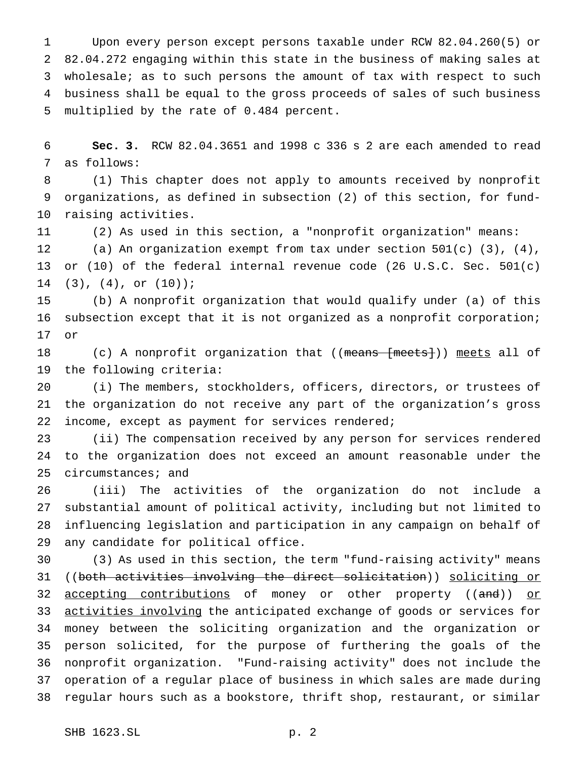Upon every person except persons taxable under RCW 82.04.260(5) or 82.04.272 engaging within this state in the business of making sales at wholesale; as to such persons the amount of tax with respect to such business shall be equal to the gross proceeds of sales of such business multiplied by the rate of 0.484 percent.

**Sec. 3.** RCW 82.04.3651 and 1998 c 336 s 2 are each amended to read as follows:

(1) This chapter does not apply to amounts received by nonprofit organizations, as defined in subsection (2) of this section, for fund-raising activities.

(2) As used in this section, a "nonprofit organization" means:

(a) An organization exempt from tax under section 501(c) (3), (4), or (10) of the federal internal revenue code (26 U.S.C. Sec. 501(c) (3), (4), or (10));

(b) A nonprofit organization that would qualify under (a) of this subsection except that it is not organized as a nonprofit corporation; or

(c) A nonprofit organization that ((~~means [meets]~~)) <u>meets</u> all of the following criteria:

(i) The members, stockholders, officers, directors, or trustees of the organization do not receive any part of the organization's gross income, except as payment for services rendered;

(ii) The compensation received by any person for services rendered to the organization does not exceed an amount reasonable under the circumstances; and

(iii) The activities of the organization do not include a substantial amount of political activity, including but not limited to influencing legislation and participation in any campaign on behalf of any candidate for political office.

(3) As used in this section, the term "fund-raising activity" means ((~~both activities involving the direct solicitation~~)) <u>soliciting or accepting contributions</u> of money or other property ((~~and~~)) <u>or activities involving</u> the anticipated exchange of goods or services for money between the soliciting organization and the organization or person solicited, for the purpose of furthering the goals of the nonprofit organization. "Fund-raising activity" does not include the operation of a regular place of business in which sales are made during regular hours such as a bookstore, thrift shop, restaurant, or similar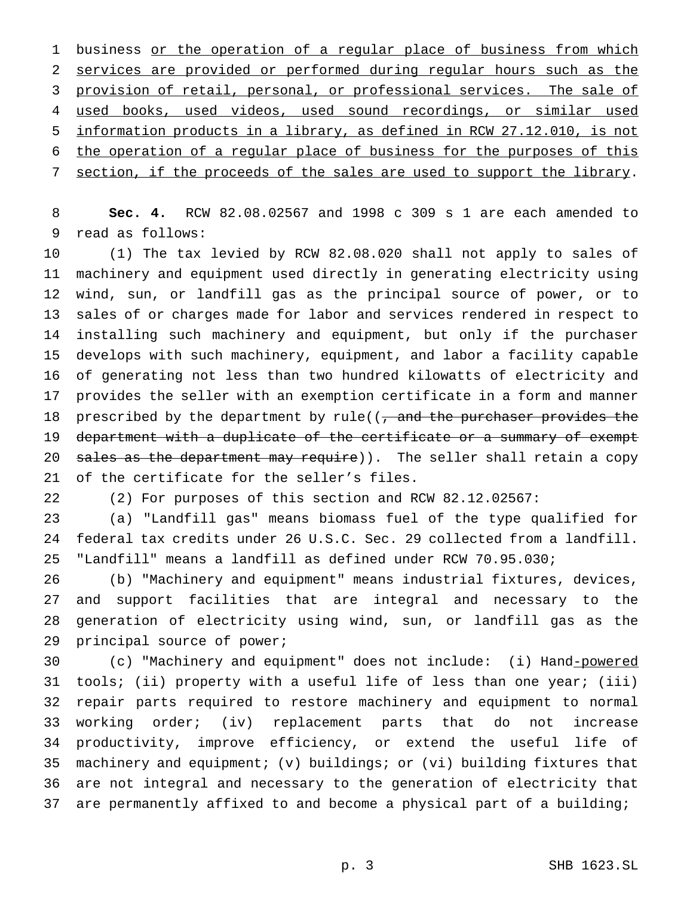business <u>or the operation of a regular place of business from which services are provided or performed during regular hours such as the provision of retail, personal, or professional services. The sale of used books, used videos, used sound recordings, or similar used information products in a library, as defined in RCW 27.12.010, is not the operation of a regular place of business for the purposes of this section, if the proceeds of the sales are used to support the library</u>.

**Sec. 4.** RCW 82.08.02567 and 1998 c 309 s 1 are each amended to read as follows:

(1) The tax levied by RCW 82.08.020 shall not apply to sales of machinery and equipment used directly in generating electricity using wind, sun, or landfill gas as the principal source of power, or to sales of or charges made for labor and services rendered in respect to installing such machinery and equipment, but only if the purchaser develops with such machinery, equipment, and labor a facility capable of generating not less than two hundred kilowatts of electricity and provides the seller with an exemption certificate in a form and manner prescribed by the department by rule((~~, and the purchaser provides the department with a duplicate of the certificate or a summary of exempt sales as the department may require~~)). The seller shall retain a copy of the certificate for the seller's files.

(2) For purposes of this section and RCW 82.12.02567:

(a) "Landfill gas" means biomass fuel of the type qualified for federal tax credits under 26 U.S.C. Sec. 29 collected from a landfill. "Landfill" means a landfill as defined under RCW 70.95.030;

(b) "Machinery and equipment" means industrial fixtures, devices, and support facilities that are integral and necessary to the generation of electricity using wind, sun, or landfill gas as the principal source of power;

(c) "Machinery and equipment" does not include: (i) Hand<u>-powered</u> tools; (ii) property with a useful life of less than one year; (iii) repair parts required to restore machinery and equipment to normal working order; (iv) replacement parts that do not increase productivity, improve efficiency, or extend the useful life of machinery and equipment; (v) buildings; or (vi) building fixtures that are not integral and necessary to the generation of electricity that are permanently affixed to and become a physical part of a building;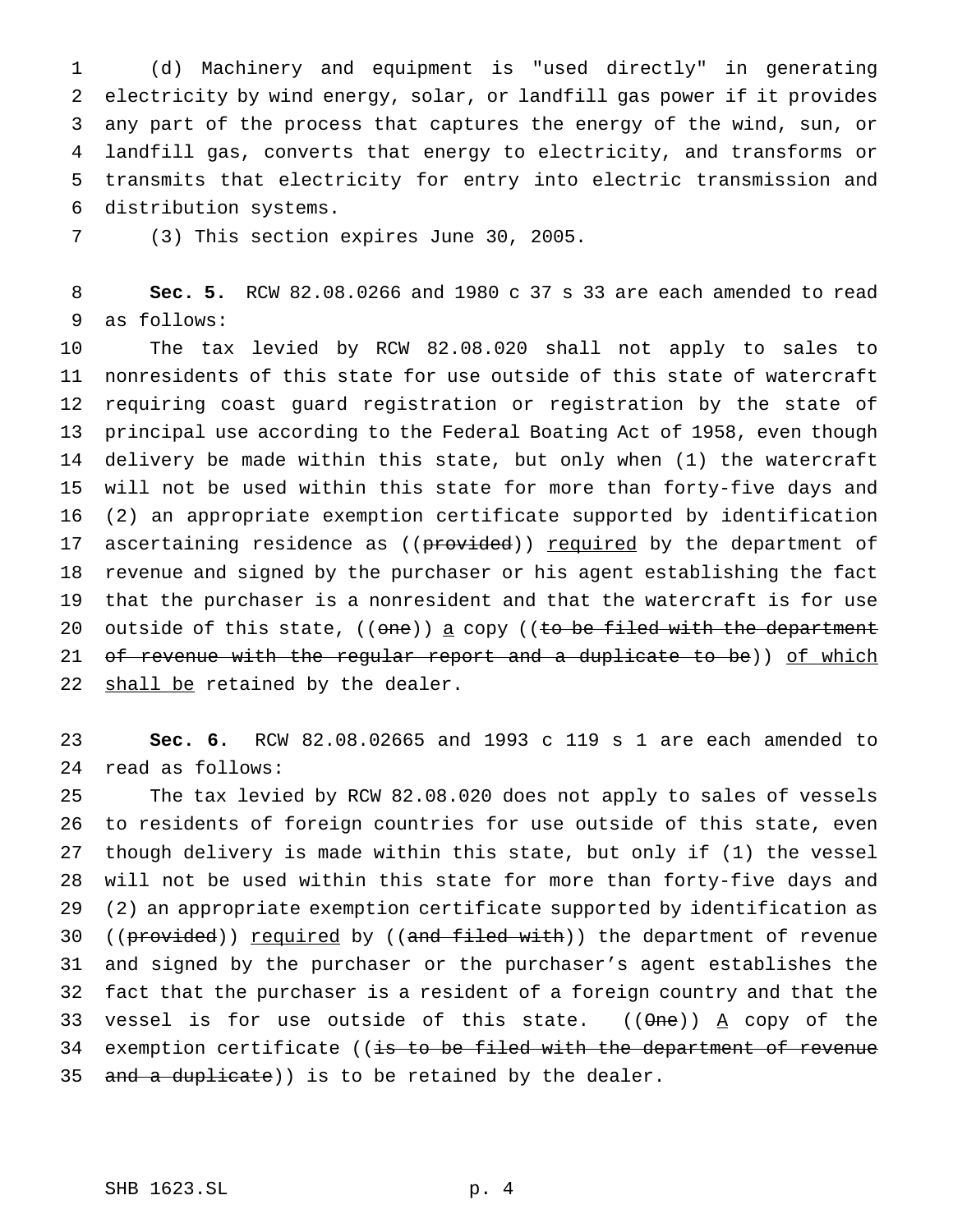(d) Machinery and equipment is "used directly" in generating electricity by wind energy, solar, or landfill gas power if it provides any part of the process that captures the energy of the wind, sun, or landfill gas, converts that energy to electricity, and transforms or transmits that electricity for entry into electric transmission and distribution systems.

(3) This section expires June 30, 2005.

**Sec. 5.** RCW 82.08.0266 and 1980 c 37 s 33 are each amended to read as follows:

The tax levied by RCW 82.08.020 shall not apply to sales to nonresidents of this state for use outside of this state of watercraft requiring coast guard registration or registration by the state of principal use according to the Federal Boating Act of 1958, even though delivery be made within this state, but only when (1) the watercraft will not be used within this state for more than forty-five days and (2) an appropriate exemption certificate supported by identification ascertaining residence as ((~~provided~~)) <u>required</u> by the department of revenue and signed by the purchaser or his agent establishing the fact that the purchaser is a nonresident and that the watercraft is for use outside of this state, ((~~one~~)) <u>a</u> copy ((~~to be filed with the department of revenue with the regular report and a duplicate to be~~)) <u>of which shall be</u> retained by the dealer.

**Sec. 6.** RCW 82.08.02665 and 1993 c 119 s 1 are each amended to read as follows:

The tax levied by RCW 82.08.020 does not apply to sales of vessels to residents of foreign countries for use outside of this state, even though delivery is made within this state, but only if (1) the vessel will not be used within this state for more than forty-five days and (2) an appropriate exemption certificate supported by identification as ((~~provided~~)) <u>required</u> by ((~~and filed with~~)) the department of revenue and signed by the purchaser or the purchaser's agent establishes the fact that the purchaser is a resident of a foreign country and that the vessel is for use outside of this state. ((~~One~~)) <u>A</u> copy of the exemption certificate ((~~is to be filed with the department of revenue and a duplicate~~)) is to be retained by the dealer.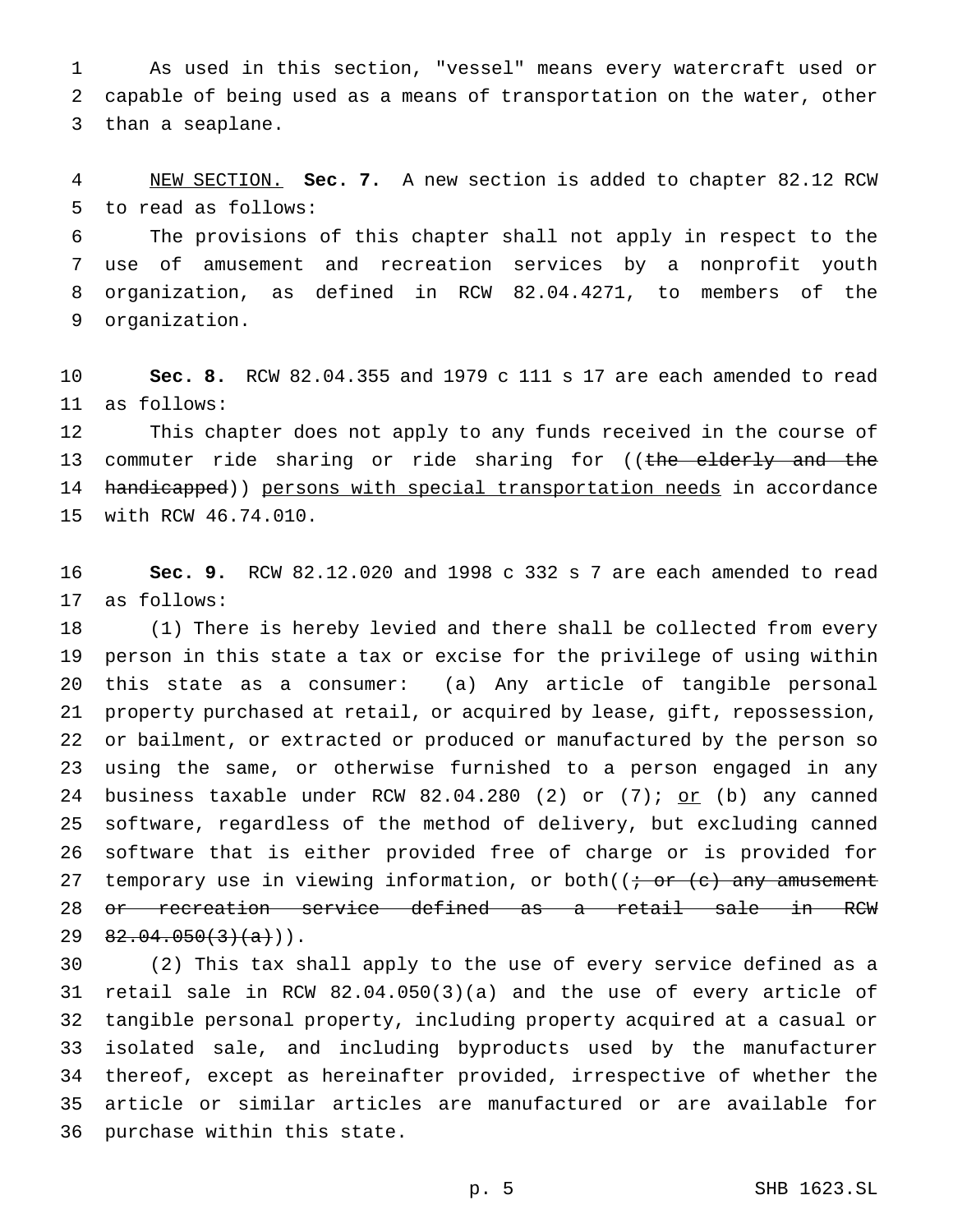As used in this section, "vessel" means every watercraft used or capable of being used as a means of transportation on the water, other than a seaplane.

NEW SECTION. **Sec. 7.** A new section is added to chapter 82.12 RCW to read as follows:

The provisions of this chapter shall not apply in respect to the use of amusement and recreation services by a nonprofit youth organization, as defined in RCW 82.04.4271, to members of the organization.

**Sec. 8.** RCW 82.04.355 and 1979 c 111 s 17 are each amended to read as follows:

This chapter does not apply to any funds received in the course of commuter ride sharing or ride sharing for ((~~the elderly and the handicapped~~)) persons with special transportation needs in accordance with RCW 46.74.010.

**Sec. 9.** RCW 82.12.020 and 1998 c 332 s 7 are each amended to read as follows:

(1) There is hereby levied and there shall be collected from every person in this state a tax or excise for the privilege of using within this state as a consumer: (a) Any article of tangible personal property purchased at retail, or acquired by lease, gift, repossession, or bailment, or extracted or produced or manufactured by the person so using the same, or otherwise furnished to a person engaged in any business taxable under RCW 82.04.280 (2) or (7); or (b) any canned software, regardless of the method of delivery, but excluding canned software that is either provided free of charge or is provided for temporary use in viewing information, or both((~~; or (c) any amusement or recreation service defined as a retail sale in RCW 82.04.050(3)(a)~~)).

(2) This tax shall apply to the use of every service defined as a retail sale in RCW 82.04.050(3)(a) and the use of every article of tangible personal property, including property acquired at a casual or isolated sale, and including byproducts used by the manufacturer thereof, except as hereinafter provided, irrespective of whether the article or similar articles are manufactured or are available for purchase within this state.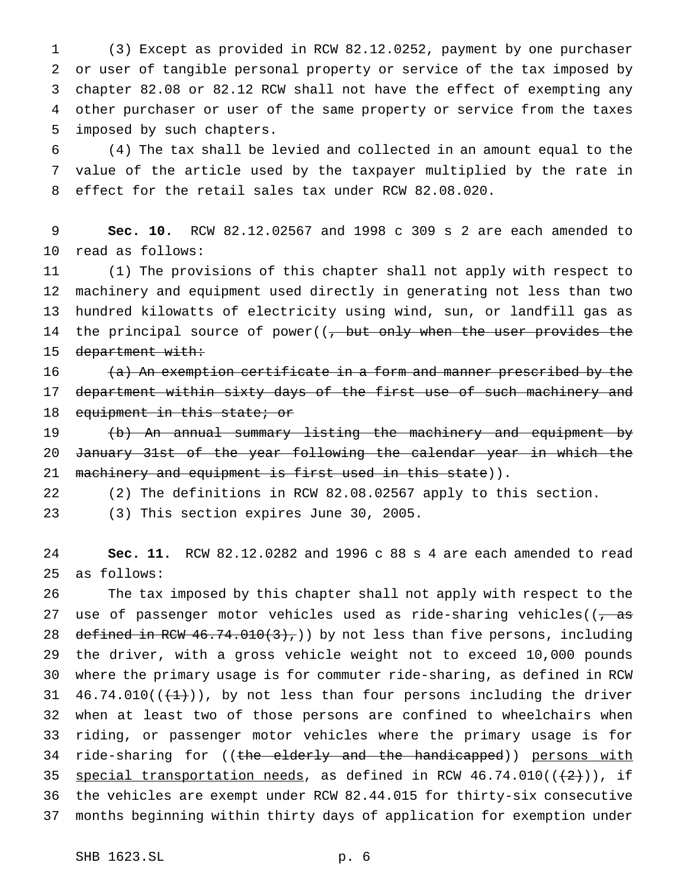(3) Except as provided in RCW 82.12.0252, payment by one purchaser or user of tangible personal property or service of the tax imposed by chapter 82.08 or 82.12 RCW shall not have the effect of exempting any other purchaser or user of the same property or service from the taxes imposed by such chapters.

(4) The tax shall be levied and collected in an amount equal to the value of the article used by the taxpayer multiplied by the rate in effect for the retail sales tax under RCW 82.08.020.

**Sec. 10.** RCW 82.12.02567 and 1998 c 309 s 2 are each amended to read as follows:

(1) The provisions of this chapter shall not apply with respect to machinery and equipment used directly in generating not less than two hundred kilowatts of electricity using wind, sun, or landfill gas as the principal source of power((~~, but only when the user provides the department with:~~

~~(a) An exemption certificate in a form and manner prescribed by the department within sixty days of the first use of such machinery and equipment in this state; or~~

~~(b) An annual summary listing the machinery and equipment by January 31st of the year following the calendar year in which the machinery and equipment is first used in this state~~)).

(2) The definitions in RCW 82.08.02567 apply to this section.

(3) This section expires June 30, 2005.

**Sec. 11.** RCW 82.12.0282 and 1996 c 88 s 4 are each amended to read as follows:

The tax imposed by this chapter shall not apply with respect to the use of passenger motor vehicles used as ride-sharing vehicles((~~, as defined in RCW 46.74.010(3),~~)) by not less than five persons, including the driver, with a gross vehicle weight not to exceed 10,000 pounds where the primary usage is for commuter ride-sharing, as defined in RCW 46.74.010((~~(1)~~)), by not less than four persons including the driver when at least two of those persons are confined to wheelchairs when riding, or passenger motor vehicles where the primary usage is for ride-sharing for ((~~the elderly and the handicapped~~)) <u>persons with special transportation needs</u>, as defined in RCW 46.74.010((~~(2)~~)), if the vehicles are exempt under RCW 82.44.015 for thirty-six consecutive months beginning within thirty days of application for exemption under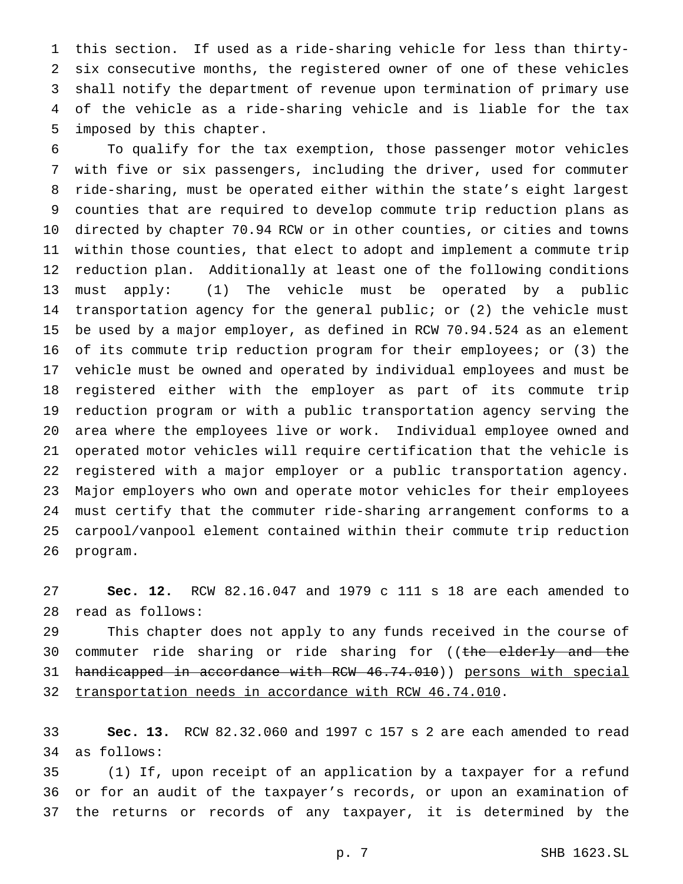this section. If used as a ride-sharing vehicle for less than thirty-six consecutive months, the registered owner of one of these vehicles shall notify the department of revenue upon termination of primary use of the vehicle as a ride-sharing vehicle and is liable for the tax imposed by this chapter.

To qualify for the tax exemption, those passenger motor vehicles with five or six passengers, including the driver, used for commuter ride-sharing, must be operated either within the state's eight largest counties that are required to develop commute trip reduction plans as directed by chapter 70.94 RCW or in other counties, or cities and towns within those counties, that elect to adopt and implement a commute trip reduction plan. Additionally at least one of the following conditions must apply: (1) The vehicle must be operated by a public transportation agency for the general public; or (2) the vehicle must be used by a major employer, as defined in RCW 70.94.524 as an element of its commute trip reduction program for their employees; or (3) the vehicle must be owned and operated by individual employees and must be registered either with the employer as part of its commute trip reduction program or with a public transportation agency serving the area where the employees live or work. Individual employee owned and operated motor vehicles will require certification that the vehicle is registered with a major employer or a public transportation agency. Major employers who own and operate motor vehicles for their employees must certify that the commuter ride-sharing arrangement conforms to a carpool/vanpool element contained within their commute trip reduction program.

**Sec. 12.** RCW 82.16.047 and 1979 c 111 s 18 are each amended to read as follows:

This chapter does not apply to any funds received in the course of commuter ride sharing or ride sharing for ((~~the elderly and the handicapped in accordance with RCW 46.74.010~~)) <u>persons with special transportation needs in accordance with RCW 46.74.010</u>.

**Sec. 13.** RCW 82.32.060 and 1997 c 157 s 2 are each amended to read as follows:

(1) If, upon receipt of an application by a taxpayer for a refund or for an audit of the taxpayer's records, or upon an examination of the returns or records of any taxpayer, it is determined by the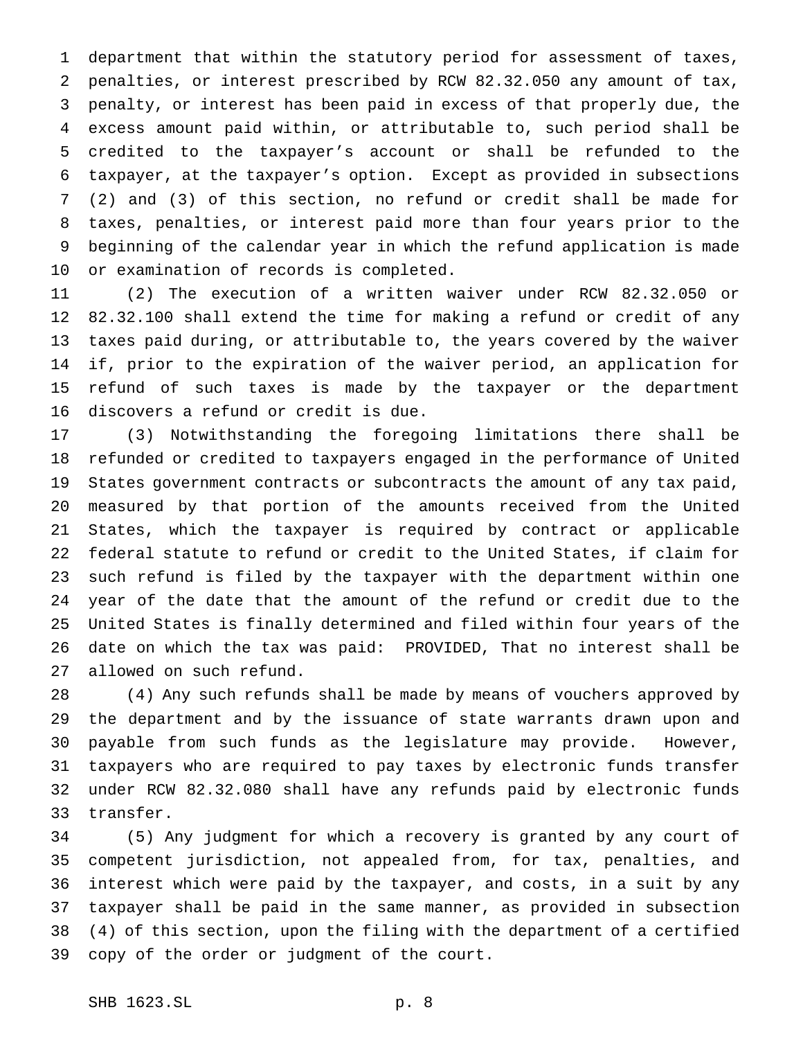department that within the statutory period for assessment of taxes, penalties, or interest prescribed by RCW 82.32.050 any amount of tax, penalty, or interest has been paid in excess of that properly due, the excess amount paid within, or attributable to, such period shall be credited to the taxpayer's account or shall be refunded to the taxpayer, at the taxpayer's option. Except as provided in subsections (2) and (3) of this section, no refund or credit shall be made for taxes, penalties, or interest paid more than four years prior to the beginning of the calendar year in which the refund application is made or examination of records is completed.

(2) The execution of a written waiver under RCW 82.32.050 or 82.32.100 shall extend the time for making a refund or credit of any taxes paid during, or attributable to, the years covered by the waiver if, prior to the expiration of the waiver period, an application for refund of such taxes is made by the taxpayer or the department discovers a refund or credit is due.

(3) Notwithstanding the foregoing limitations there shall be refunded or credited to taxpayers engaged in the performance of United States government contracts or subcontracts the amount of any tax paid, measured by that portion of the amounts received from the United States, which the taxpayer is required by contract or applicable federal statute to refund or credit to the United States, if claim for such refund is filed by the taxpayer with the department within one year of the date that the amount of the refund or credit due to the United States is finally determined and filed within four years of the date on which the tax was paid: PROVIDED, That no interest shall be allowed on such refund.

(4) Any such refunds shall be made by means of vouchers approved by the department and by the issuance of state warrants drawn upon and payable from such funds as the legislature may provide. However, taxpayers who are required to pay taxes by electronic funds transfer under RCW 82.32.080 shall have any refunds paid by electronic funds transfer.

(5) Any judgment for which a recovery is granted by any court of competent jurisdiction, not appealed from, for tax, penalties, and interest which were paid by the taxpayer, and costs, in a suit by any taxpayer shall be paid in the same manner, as provided in subsection (4) of this section, upon the filing with the department of a certified copy of the order or judgment of the court.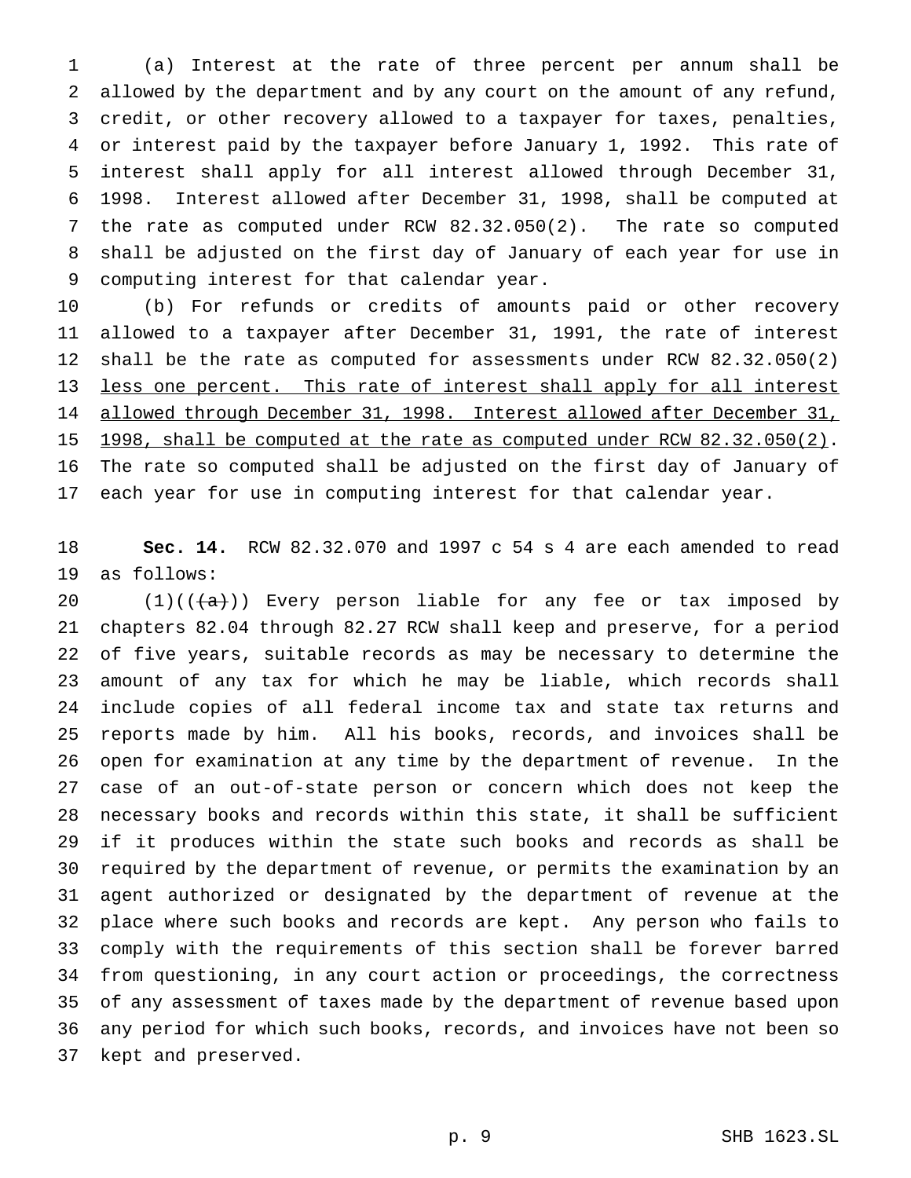(a) Interest at the rate of three percent per annum shall be allowed by the department and by any court on the amount of any refund, credit, or other recovery allowed to a taxpayer for taxes, penalties, or interest paid by the taxpayer before January 1, 1992. This rate of interest shall apply for all interest allowed through December 31, 1998. Interest allowed after December 31, 1998, shall be computed at the rate as computed under RCW 82.32.050(2). The rate so computed shall be adjusted on the first day of January of each year for use in computing interest for that calendar year.

(b) For refunds or credits of amounts paid or other recovery allowed to a taxpayer after December 31, 1991, the rate of interest shall be the rate as computed for assessments under RCW 82.32.050(2) less one percent. This rate of interest shall apply for all interest allowed through December 31, 1998. Interest allowed after December 31, 1998, shall be computed at the rate as computed under RCW 82.32.050(2). The rate so computed shall be adjusted on the first day of January of each year for use in computing interest for that calendar year.

**Sec. 14.** RCW 82.32.070 and 1997 c 54 s 4 are each amended to read as follows:

(1)(((a))) Every person liable for any fee or tax imposed by chapters 82.04 through 82.27 RCW shall keep and preserve, for a period of five years, suitable records as may be necessary to determine the amount of any tax for which he may be liable, which records shall include copies of all federal income tax and state tax returns and reports made by him. All his books, records, and invoices shall be open for examination at any time by the department of revenue. In the case of an out-of-state person or concern which does not keep the necessary books and records within this state, it shall be sufficient if it produces within the state such books and records as shall be required by the department of revenue, or permits the examination by an agent authorized or designated by the department of revenue at the place where such books and records are kept. Any person who fails to comply with the requirements of this section shall be forever barred from questioning, in any court action or proceedings, the correctness of any assessment of taxes made by the department of revenue based upon any period for which such books, records, and invoices have not been so kept and preserved.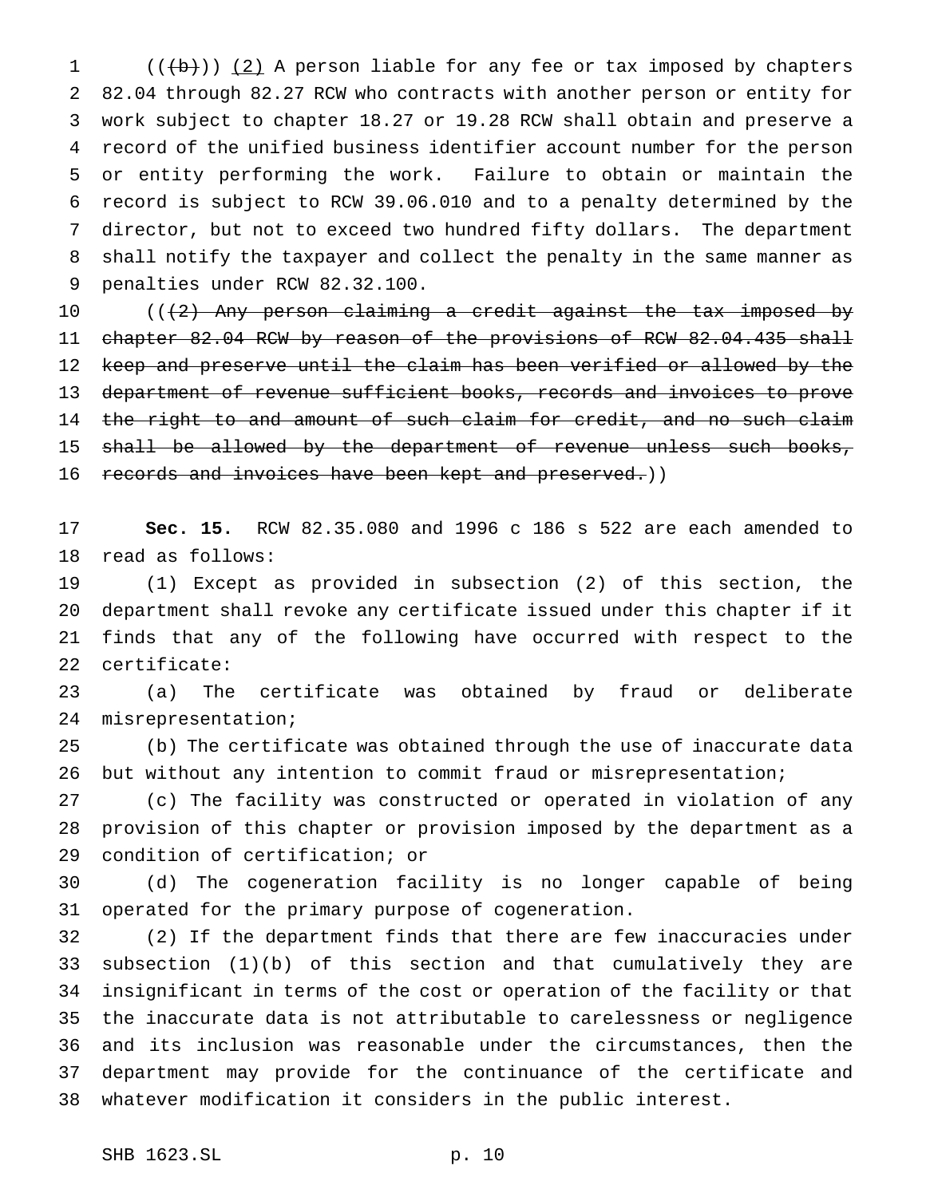((~~(b)~~)) <u>(2)</u> A person liable for any fee or tax imposed by chapters 82.04 through 82.27 RCW who contracts with another person or entity for work subject to chapter 18.27 or 19.28 RCW shall obtain and preserve a record of the unified business identifier account number for the person or entity performing the work. Failure to obtain or maintain the record is subject to RCW 39.06.010 and to a penalty determined by the director, but not to exceed two hundred fifty dollars. The department shall notify the taxpayer and collect the penalty in the same manner as penalties under RCW 82.32.100.

((~~(2) Any person claiming a credit against the tax imposed by chapter 82.04 RCW by reason of the provisions of RCW 82.04.435 shall keep and preserve until the claim has been verified or allowed by the department of revenue sufficient books, records and invoices to prove the right to and amount of such claim for credit, and no such claim shall be allowed by the department of revenue unless such books, records and invoices have been kept and preserved.~~))

**Sec. 15.** RCW 82.35.080 and 1996 c 186 s 522 are each amended to read as follows:

(1) Except as provided in subsection (2) of this section, the department shall revoke any certificate issued under this chapter if it finds that any of the following have occurred with respect to the certificate:

(a) The certificate was obtained by fraud or deliberate misrepresentation;

(b) The certificate was obtained through the use of inaccurate data but without any intention to commit fraud or misrepresentation;

(c) The facility was constructed or operated in violation of any provision of this chapter or provision imposed by the department as a condition of certification; or

(d) The cogeneration facility is no longer capable of being operated for the primary purpose of cogeneration.

(2) If the department finds that there are few inaccuracies under subsection (1)(b) of this section and that cumulatively they are insignificant in terms of the cost or operation of the facility or that the inaccurate data is not attributable to carelessness or negligence and its inclusion was reasonable under the circumstances, then the department may provide for the continuance of the certificate and whatever modification it considers in the public interest.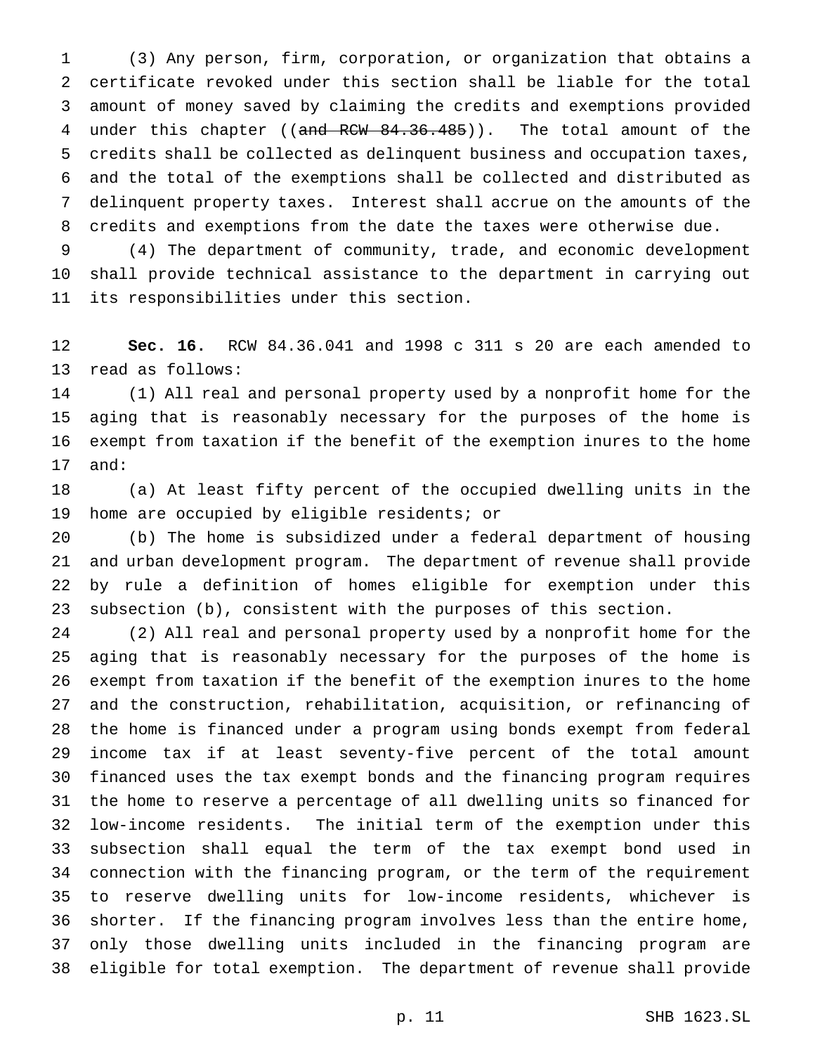(3) Any person, firm, corporation, or organization that obtains a certificate revoked under this section shall be liable for the total amount of money saved by claiming the credits and exemptions provided under this chapter ((~~and RCW 84.36.485~~)). The total amount of the credits shall be collected as delinquent business and occupation taxes, and the total of the exemptions shall be collected and distributed as delinquent property taxes. Interest shall accrue on the amounts of the credits and exemptions from the date the taxes were otherwise due.

(4) The department of community, trade, and economic development shall provide technical assistance to the department in carrying out its responsibilities under this section.

**Sec. 16.** RCW 84.36.041 and 1998 c 311 s 20 are each amended to read as follows:

(1) All real and personal property used by a nonprofit home for the aging that is reasonably necessary for the purposes of the home is exempt from taxation if the benefit of the exemption inures to the home and:

(a) At least fifty percent of the occupied dwelling units in the home are occupied by eligible residents; or

(b) The home is subsidized under a federal department of housing and urban development program. The department of revenue shall provide by rule a definition of homes eligible for exemption under this subsection (b), consistent with the purposes of this section.

(2) All real and personal property used by a nonprofit home for the aging that is reasonably necessary for the purposes of the home is exempt from taxation if the benefit of the exemption inures to the home and the construction, rehabilitation, acquisition, or refinancing of the home is financed under a program using bonds exempt from federal income tax if at least seventy-five percent of the total amount financed uses the tax exempt bonds and the financing program requires the home to reserve a percentage of all dwelling units so financed for low-income residents. The initial term of the exemption under this subsection shall equal the term of the tax exempt bond used in connection with the financing program, or the term of the requirement to reserve dwelling units for low-income residents, whichever is shorter. If the financing program involves less than the entire home, only those dwelling units included in the financing program are eligible for total exemption. The department of revenue shall provide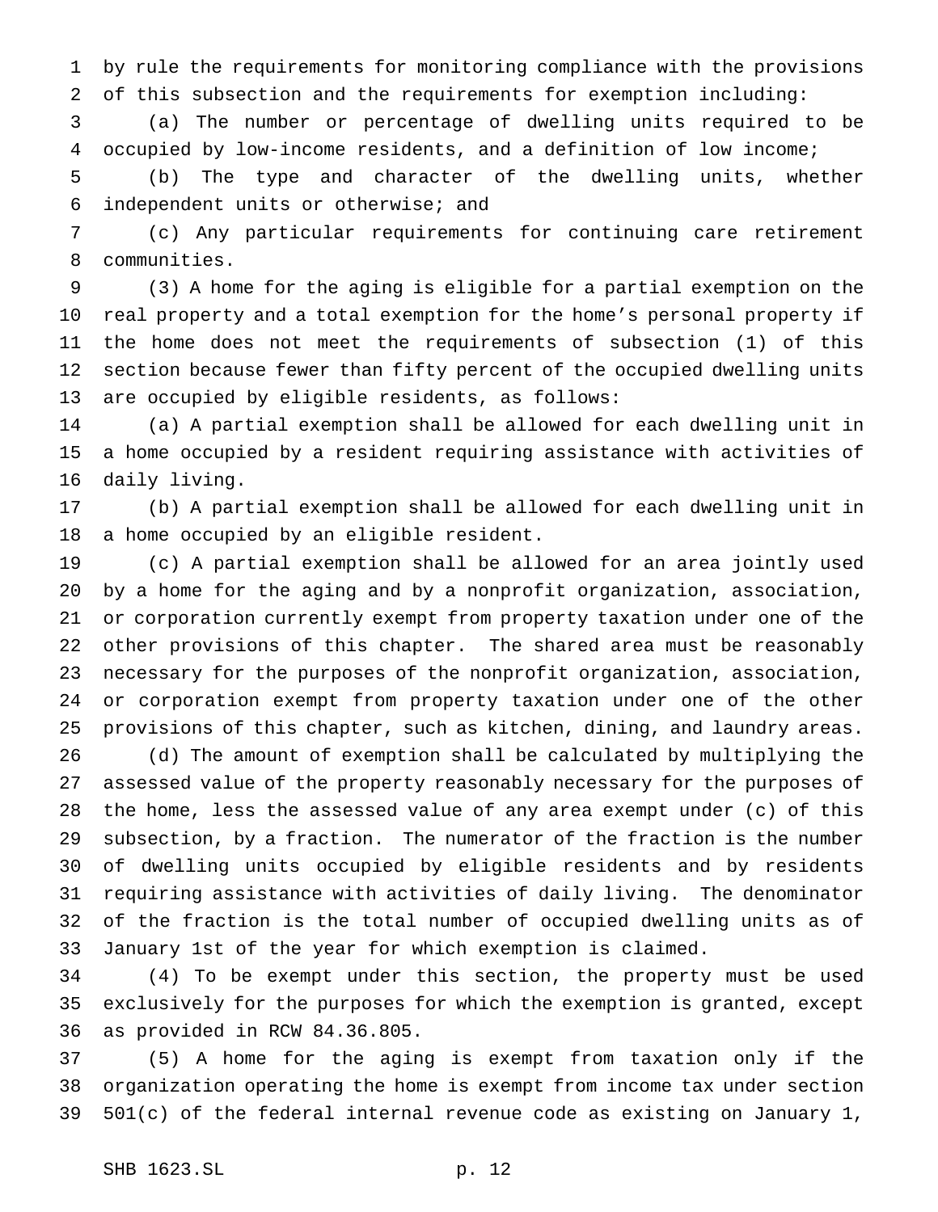by rule the requirements for monitoring compliance with the provisions of this subsection and the requirements for exemption including:

(a) The number or percentage of dwelling units required to be occupied by low-income residents, and a definition of low income;

(b) The type and character of the dwelling units, whether independent units or otherwise; and

(c) Any particular requirements for continuing care retirement communities.

(3) A home for the aging is eligible for a partial exemption on the real property and a total exemption for the home's personal property if the home does not meet the requirements of subsection (1) of this section because fewer than fifty percent of the occupied dwelling units are occupied by eligible residents, as follows:

(a) A partial exemption shall be allowed for each dwelling unit in a home occupied by a resident requiring assistance with activities of daily living.

(b) A partial exemption shall be allowed for each dwelling unit in a home occupied by an eligible resident.

(c) A partial exemption shall be allowed for an area jointly used by a home for the aging and by a nonprofit organization, association, or corporation currently exempt from property taxation under one of the other provisions of this chapter. The shared area must be reasonably necessary for the purposes of the nonprofit organization, association, or corporation exempt from property taxation under one of the other provisions of this chapter, such as kitchen, dining, and laundry areas.

(d) The amount of exemption shall be calculated by multiplying the assessed value of the property reasonably necessary for the purposes of the home, less the assessed value of any area exempt under (c) of this subsection, by a fraction. The numerator of the fraction is the number of dwelling units occupied by eligible residents and by residents requiring assistance with activities of daily living. The denominator of the fraction is the total number of occupied dwelling units as of January 1st of the year for which exemption is claimed.

(4) To be exempt under this section, the property must be used exclusively for the purposes for which the exemption is granted, except as provided in RCW 84.36.805.

(5) A home for the aging is exempt from taxation only if the organization operating the home is exempt from income tax under section 501(c) of the federal internal revenue code as existing on January 1,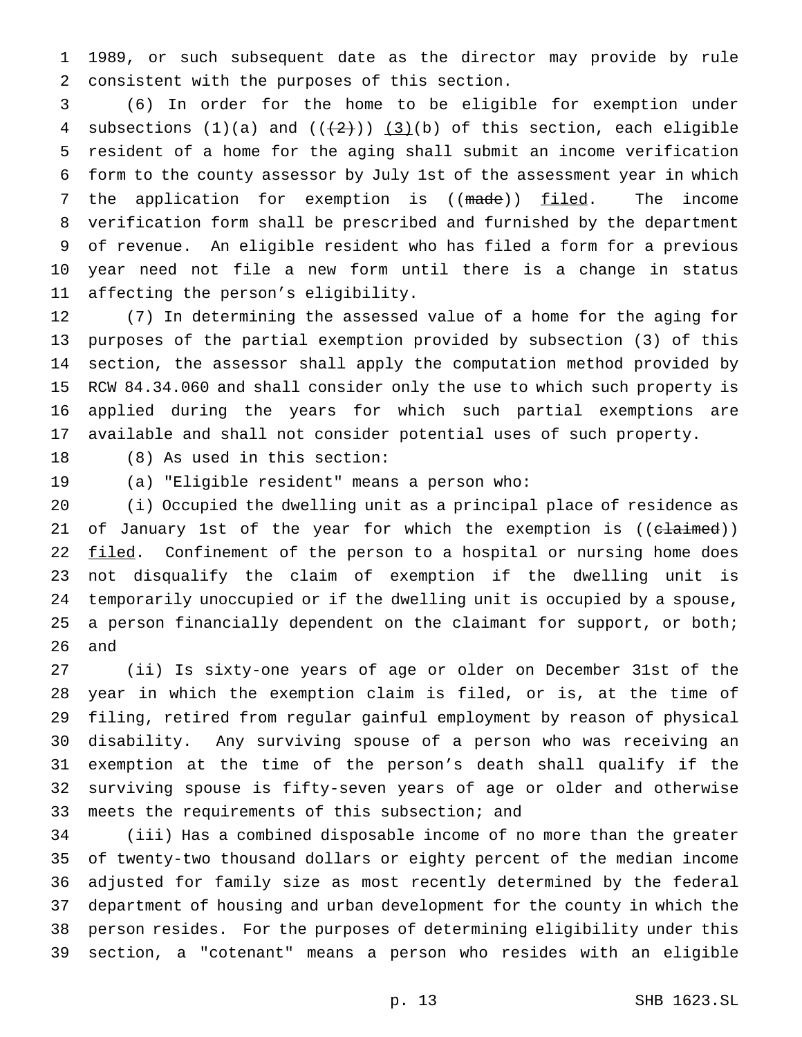1989, or such subsequent date as the director may provide by rule consistent with the purposes of this section.

(6) In order for the home to be eligible for exemption under subsections (1)(a) and ((~~(2)~~)) <u>(3)</u>(b) of this section, each eligible resident of a home for the aging shall submit an income verification form to the county assessor by July 1st of the assessment year in which the application for exemption is ((~~made~~)) <u>filed</u>. The income verification form shall be prescribed and furnished by the department of revenue. An eligible resident who has filed a form for a previous year need not file a new form until there is a change in status affecting the person's eligibility.

(7) In determining the assessed value of a home for the aging for purposes of the partial exemption provided by subsection (3) of this section, the assessor shall apply the computation method provided by RCW 84.34.060 and shall consider only the use to which such property is applied during the years for which such partial exemptions are available and shall not consider potential uses of such property.

(8) As used in this section:

(a) "Eligible resident" means a person who:

(i) Occupied the dwelling unit as a principal place of residence as of January 1st of the year for which the exemption is ((~~claimed~~)) <u>filed</u>. Confinement of the person to a hospital or nursing home does not disqualify the claim of exemption if the dwelling unit is temporarily unoccupied or if the dwelling unit is occupied by a spouse, a person financially dependent on the claimant for support, or both; and

(ii) Is sixty-one years of age or older on December 31st of the year in which the exemption claim is filed, or is, at the time of filing, retired from regular gainful employment by reason of physical disability. Any surviving spouse of a person who was receiving an exemption at the time of the person's death shall qualify if the surviving spouse is fifty-seven years of age or older and otherwise meets the requirements of this subsection; and

(iii) Has a combined disposable income of no more than the greater of twenty-two thousand dollars or eighty percent of the median income adjusted for family size as most recently determined by the federal department of housing and urban development for the county in which the person resides. For the purposes of determining eligibility under this section, a "cotenant" means a person who resides with an eligible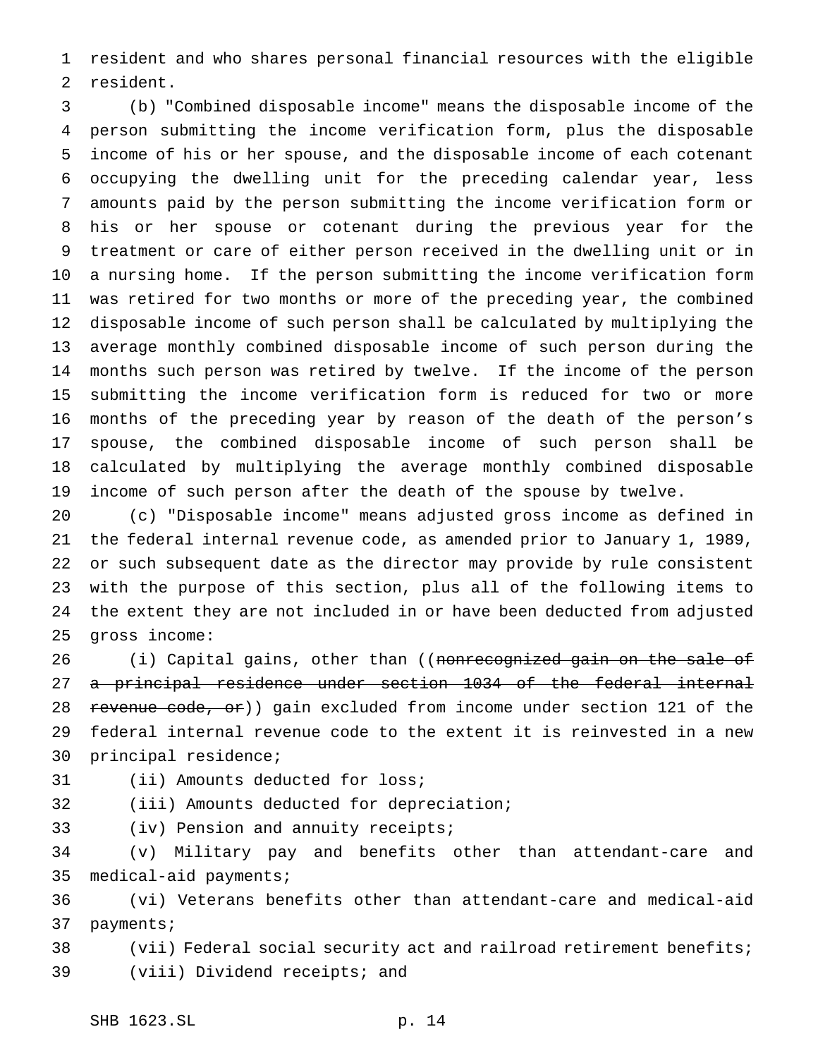resident and who shares personal financial resources with the eligible resident.

(b) "Combined disposable income" means the disposable income of the person submitting the income verification form, plus the disposable income of his or her spouse, and the disposable income of each cotenant occupying the dwelling unit for the preceding calendar year, less amounts paid by the person submitting the income verification form or his or her spouse or cotenant during the previous year for the treatment or care of either person received in the dwelling unit or in a nursing home. If the person submitting the income verification form was retired for two months or more of the preceding year, the combined disposable income of such person shall be calculated by multiplying the average monthly combined disposable income of such person during the months such person was retired by twelve. If the income of the person submitting the income verification form is reduced for two or more months of the preceding year by reason of the death of the person's spouse, the combined disposable income of such person shall be calculated by multiplying the average monthly combined disposable income of such person after the death of the spouse by twelve.

(c) "Disposable income" means adjusted gross income as defined in the federal internal revenue code, as amended prior to January 1, 1989, or such subsequent date as the director may provide by rule consistent with the purpose of this section, plus all of the following items to the extent they are not included in or have been deducted from adjusted gross income:

(i) Capital gains, other than ((~~nonrecognized gain on the sale of a principal residence under section 1034 of the federal internal revenue code, or~~)) gain excluded from income under section 121 of the federal internal revenue code to the extent it is reinvested in a new principal residence;

(ii) Amounts deducted for loss;

(iii) Amounts deducted for depreciation;

(iv) Pension and annuity receipts;

(v) Military pay and benefits other than attendant-care and medical-aid payments;

(vi) Veterans benefits other than attendant-care and medical-aid payments;

(vii) Federal social security act and railroad retirement benefits;

(viii) Dividend receipts; and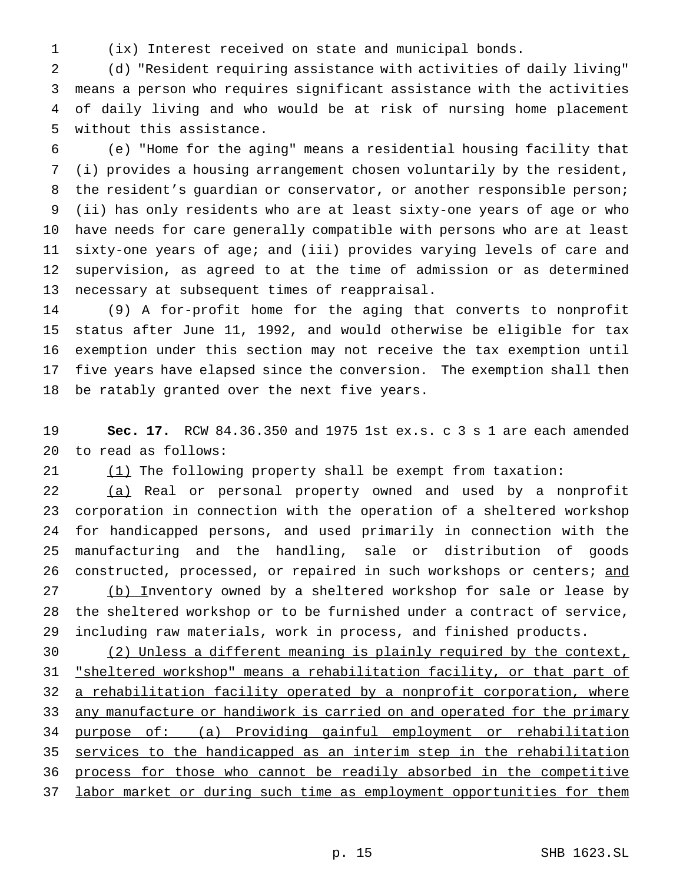(ix) Interest received on state and municipal bonds.

(d) "Resident requiring assistance with activities of daily living" means a person who requires significant assistance with the activities of daily living and who would be at risk of nursing home placement without this assistance.

(e) "Home for the aging" means a residential housing facility that (i) provides a housing arrangement chosen voluntarily by the resident, the resident's guardian or conservator, or another responsible person; (ii) has only residents who are at least sixty-one years of age or who have needs for care generally compatible with persons who are at least sixty-one years of age; and (iii) provides varying levels of care and supervision, as agreed to at the time of admission or as determined necessary at subsequent times of reappraisal.

(9) A for-profit home for the aging that converts to nonprofit status after June 11, 1992, and would otherwise be eligible for tax exemption under this section may not receive the tax exemption until five years have elapsed since the conversion. The exemption shall then be ratably granted over the next five years.

**Sec. 17.** RCW 84.36.350 and 1975 1st ex.s. c 3 s 1 are each amended to read as follows:

(1) The following property shall be exempt from taxation:

(a) Real or personal property owned and used by a nonprofit corporation in connection with the operation of a sheltered workshop for handicapped persons, and used primarily in connection with the manufacturing and the handling, sale or distribution of goods constructed, processed, or repaired in such workshops or centers; and

(b) Inventory owned by a sheltered workshop for sale or lease by the sheltered workshop or to be furnished under a contract of service, including raw materials, work in process, and finished products.

(2) Unless a different meaning is plainly required by the context, "sheltered workshop" means a rehabilitation facility, or that part of a rehabilitation facility operated by a nonprofit corporation, where any manufacture or handiwork is carried on and operated for the primary purpose of: (a) Providing gainful employment or rehabilitation services to the handicapped as an interim step in the rehabilitation process for those who cannot be readily absorbed in the competitive labor market or during such time as employment opportunities for them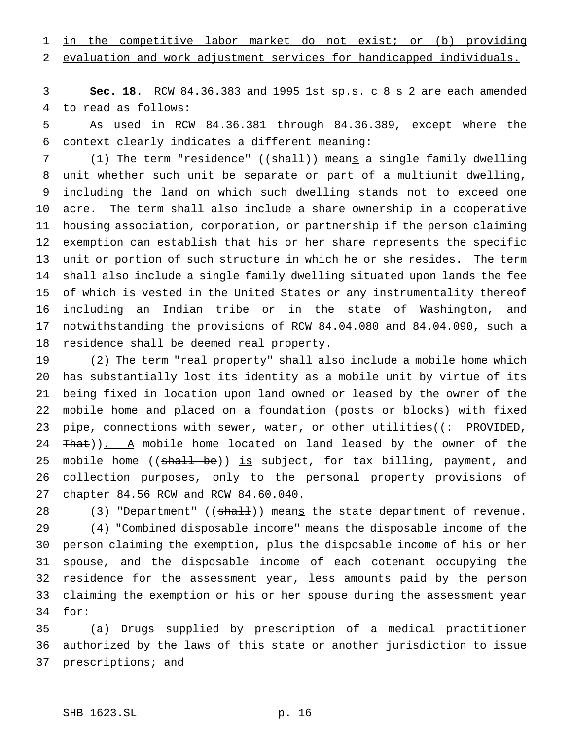in the competitive labor market do not exist; or (b) providing evaluation and work adjustment services for handicapped individuals.

**Sec. 18.** RCW 84.36.383 and 1995 1st sp.s. c 8 s 2 are each amended to read as follows:

As used in RCW 84.36.381 through 84.36.389, except where the context clearly indicates a different meaning:

(1) The term "residence" ((~~shall~~)) means a single family dwelling unit whether such unit be separate or part of a multiunit dwelling, including the land on which such dwelling stands not to exceed one acre. The term shall also include a share ownership in a cooperative housing association, corporation, or partnership if the person claiming exemption can establish that his or her share represents the specific unit or portion of such structure in which he or she resides. The term shall also include a single family dwelling situated upon lands the fee of which is vested in the United States or any instrumentality thereof including an Indian tribe or in the state of Washington, and notwithstanding the provisions of RCW 84.04.080 and 84.04.090, such a residence shall be deemed real property.

(2) The term "real property" shall also include a mobile home which has substantially lost its identity as a mobile unit by virtue of its being fixed in location upon land owned or leased by the owner of the mobile home and placed on a foundation (posts or blocks) with fixed pipe, connections with sewer, water, or other utilities((~~: PROVIDED, That~~)). A mobile home located on land leased by the owner of the mobile home ((~~shall be~~)) is subject, for tax billing, payment, and collection purposes, only to the personal property provisions of chapter 84.56 RCW and RCW 84.60.040.

(3) "Department" ((~~shall~~)) means the state department of revenue.

(4) "Combined disposable income" means the disposable income of the person claiming the exemption, plus the disposable income of his or her spouse, and the disposable income of each cotenant occupying the residence for the assessment year, less amounts paid by the person claiming the exemption or his or her spouse during the assessment year for:

(a) Drugs supplied by prescription of a medical practitioner authorized by the laws of this state or another jurisdiction to issue prescriptions; and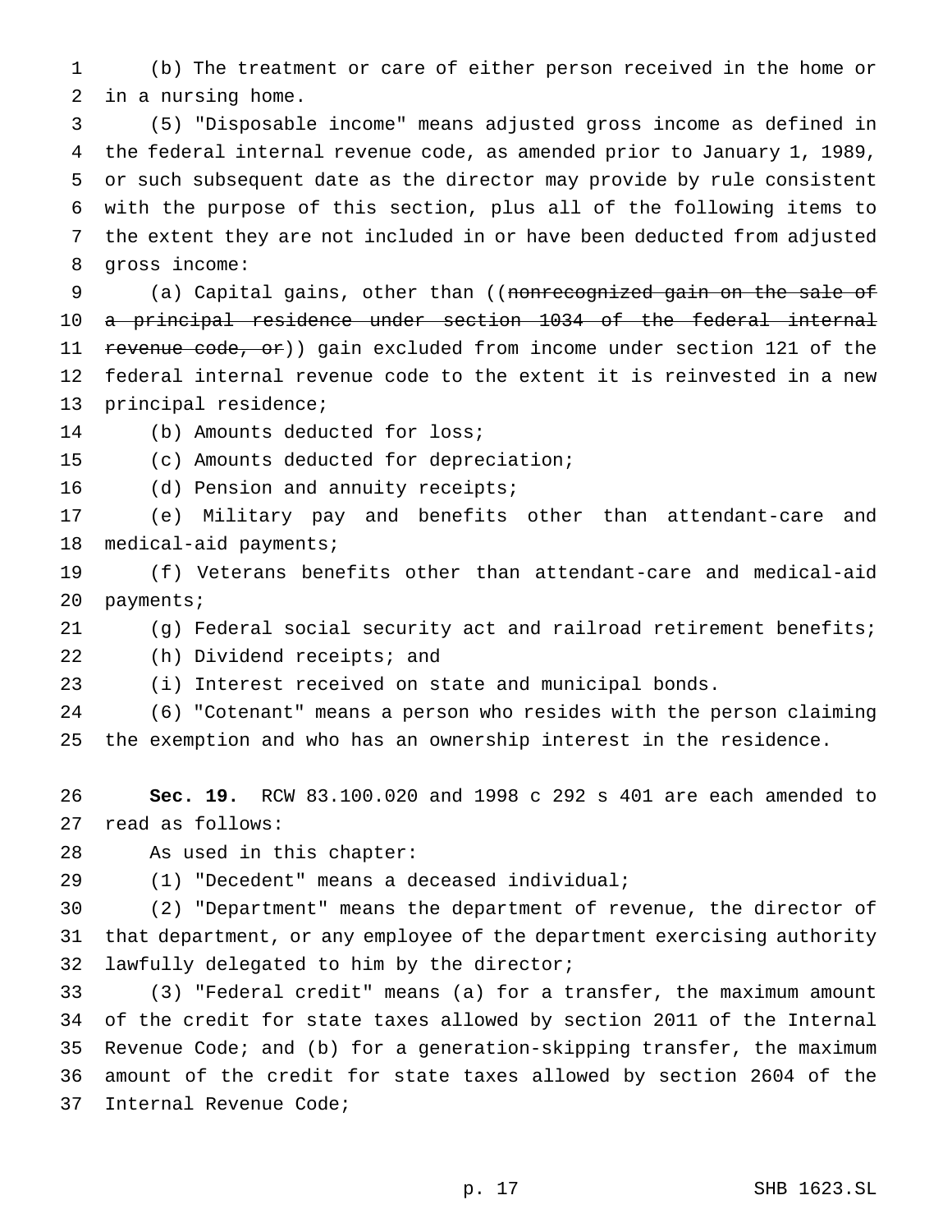(b) The treatment or care of either person received in the home or in a nursing home.

(5) "Disposable income" means adjusted gross income as defined in the federal internal revenue code, as amended prior to January 1, 1989, or such subsequent date as the director may provide by rule consistent with the purpose of this section, plus all of the following items to the extent they are not included in or have been deducted from adjusted gross income:

(a) Capital gains, other than ((~~nonrecognized gain on the sale of a principal residence under section 1034 of the federal internal revenue code, or~~)) gain excluded from income under section 121 of the federal internal revenue code to the extent it is reinvested in a new principal residence;

(b) Amounts deducted for loss;

(c) Amounts deducted for depreciation;

(d) Pension and annuity receipts;

(e) Military pay and benefits other than attendant-care and medical-aid payments;

(f) Veterans benefits other than attendant-care and medical-aid payments;

(g) Federal social security act and railroad retirement benefits;

(h) Dividend receipts; and

(i) Interest received on state and municipal bonds.

(6) "Cotenant" means a person who resides with the person claiming the exemption and who has an ownership interest in the residence.

**Sec. 19.** RCW 83.100.020 and 1998 c 292 s 401 are each amended to read as follows:

As used in this chapter:

(1) "Decedent" means a deceased individual;

(2) "Department" means the department of revenue, the director of that department, or any employee of the department exercising authority lawfully delegated to him by the director;

(3) "Federal credit" means (a) for a transfer, the maximum amount of the credit for state taxes allowed by section 2011 of the Internal Revenue Code; and (b) for a generation-skipping transfer, the maximum amount of the credit for state taxes allowed by section 2604 of the Internal Revenue Code;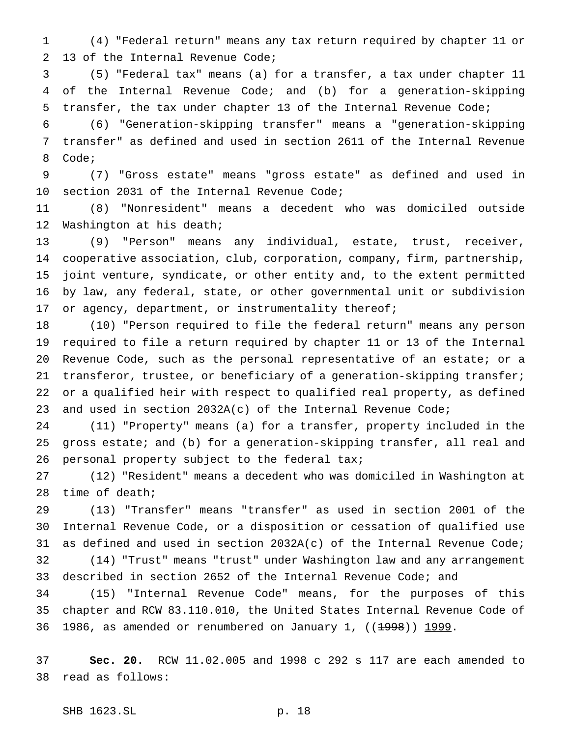(4) "Federal return" means any tax return required by chapter 11 or 13 of the Internal Revenue Code;

(5) "Federal tax" means (a) for a transfer, a tax under chapter 11 of the Internal Revenue Code; and (b) for a generation-skipping transfer, the tax under chapter 13 of the Internal Revenue Code;

(6) "Generation-skipping transfer" means a "generation-skipping transfer" as defined and used in section 2611 of the Internal Revenue Code;

(7) "Gross estate" means "gross estate" as defined and used in section 2031 of the Internal Revenue Code;

(8) "Nonresident" means a decedent who was domiciled outside Washington at his death;

(9) "Person" means any individual, estate, trust, receiver, cooperative association, club, corporation, company, firm, partnership, joint venture, syndicate, or other entity and, to the extent permitted by law, any federal, state, or other governmental unit or subdivision or agency, department, or instrumentality thereof;

(10) "Person required to file the federal return" means any person required to file a return required by chapter 11 or 13 of the Internal Revenue Code, such as the personal representative of an estate; or a transferor, trustee, or beneficiary of a generation-skipping transfer; or a qualified heir with respect to qualified real property, as defined and used in section 2032A(c) of the Internal Revenue Code;

(11) "Property" means (a) for a transfer, property included in the gross estate; and (b) for a generation-skipping transfer, all real and personal property subject to the federal tax;

(12) "Resident" means a decedent who was domiciled in Washington at time of death;

(13) "Transfer" means "transfer" as used in section 2001 of the Internal Revenue Code, or a disposition or cessation of qualified use as defined and used in section 2032A(c) of the Internal Revenue Code;

(14) "Trust" means "trust" under Washington law and any arrangement described in section 2652 of the Internal Revenue Code; and

(15) "Internal Revenue Code" means, for the purposes of this chapter and RCW 83.110.010, the United States Internal Revenue Code of 1986, as amended or renumbered on January 1, ((~~1998~~)) <u>1999</u>.

**Sec. 20.** RCW 11.02.005 and 1998 c 292 s 117 are each amended to read as follows: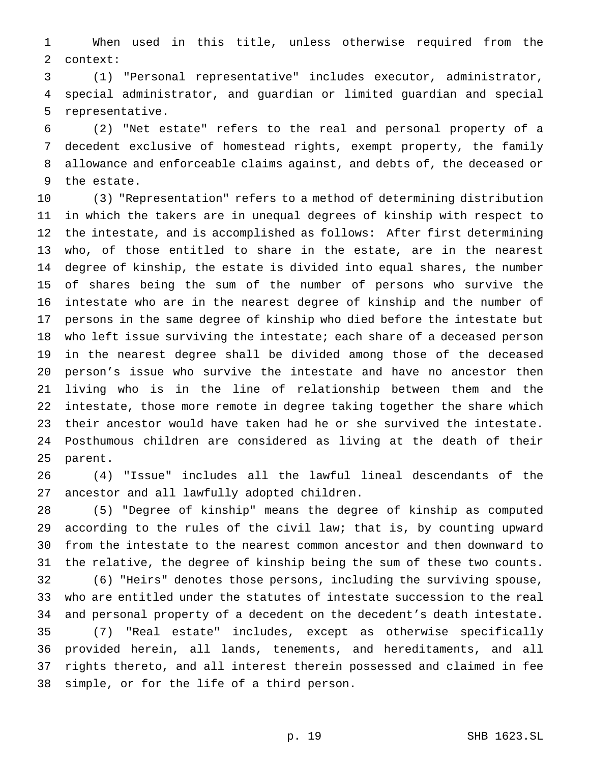When used in this title, unless otherwise required from the context:

(1) "Personal representative" includes executor, administrator, special administrator, and guardian or limited guardian and special representative.

(2) "Net estate" refers to the real and personal property of a decedent exclusive of homestead rights, exempt property, the family allowance and enforceable claims against, and debts of, the deceased or the estate.

(3) "Representation" refers to a method of determining distribution in which the takers are in unequal degrees of kinship with respect to the intestate, and is accomplished as follows: After first determining who, of those entitled to share in the estate, are in the nearest degree of kinship, the estate is divided into equal shares, the number of shares being the sum of the number of persons who survive the intestate who are in the nearest degree of kinship and the number of persons in the same degree of kinship who died before the intestate but who left issue surviving the intestate; each share of a deceased person in the nearest degree shall be divided among those of the deceased person's issue who survive the intestate and have no ancestor then living who is in the line of relationship between them and the intestate, those more remote in degree taking together the share which their ancestor would have taken had he or she survived the intestate. Posthumous children are considered as living at the death of their parent.

(4) "Issue" includes all the lawful lineal descendants of the ancestor and all lawfully adopted children.

(5) "Degree of kinship" means the degree of kinship as computed according to the rules of the civil law; that is, by counting upward from the intestate to the nearest common ancestor and then downward to the relative, the degree of kinship being the sum of these two counts.

(6) "Heirs" denotes those persons, including the surviving spouse, who are entitled under the statutes of intestate succession to the real and personal property of a decedent on the decedent's death intestate.

(7) "Real estate" includes, except as otherwise specifically provided herein, all lands, tenements, and hereditaments, and all rights thereto, and all interest therein possessed and claimed in fee simple, or for the life of a third person.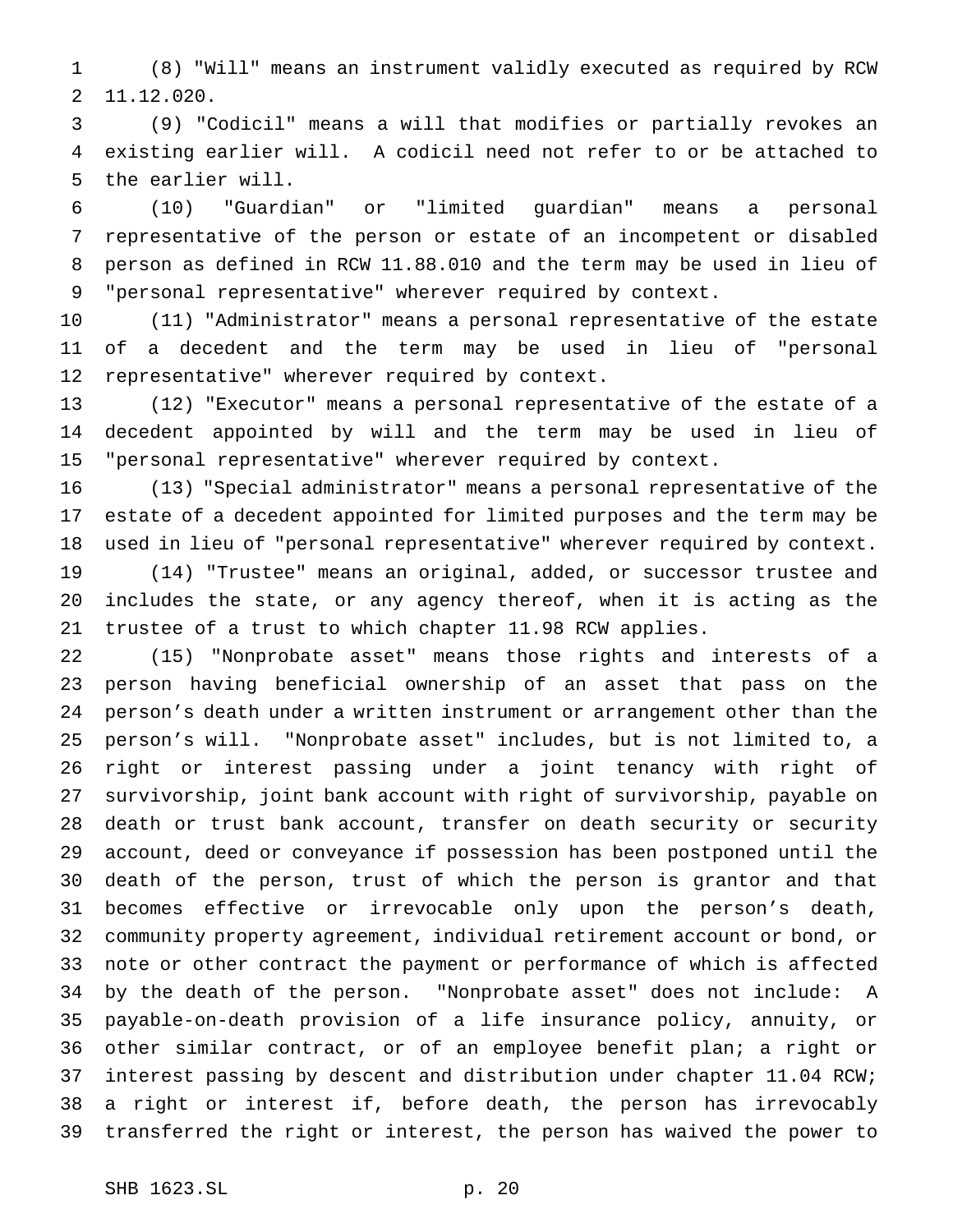(8) "Will" means an instrument validly executed as required by RCW 11.12.020.

(9) "Codicil" means a will that modifies or partially revokes an existing earlier will. A codicil need not refer to or be attached to the earlier will.

(10) "Guardian" or "limited guardian" means a personal representative of the person or estate of an incompetent or disabled person as defined in RCW 11.88.010 and the term may be used in lieu of "personal representative" wherever required by context.

(11) "Administrator" means a personal representative of the estate of a decedent and the term may be used in lieu of "personal representative" wherever required by context.

(12) "Executor" means a personal representative of the estate of a decedent appointed by will and the term may be used in lieu of "personal representative" wherever required by context.

(13) "Special administrator" means a personal representative of the estate of a decedent appointed for limited purposes and the term may be used in lieu of "personal representative" wherever required by context.

(14) "Trustee" means an original, added, or successor trustee and includes the state, or any agency thereof, when it is acting as the trustee of a trust to which chapter 11.98 RCW applies.

(15) "Nonprobate asset" means those rights and interests of a person having beneficial ownership of an asset that pass on the person's death under a written instrument or arrangement other than the person's will. "Nonprobate asset" includes, but is not limited to, a right or interest passing under a joint tenancy with right of survivorship, joint bank account with right of survivorship, payable on death or trust bank account, transfer on death security or security account, deed or conveyance if possession has been postponed until the death of the person, trust of which the person is grantor and that becomes effective or irrevocable only upon the person's death, community property agreement, individual retirement account or bond, or note or other contract the payment or performance of which is affected by the death of the person. "Nonprobate asset" does not include: A payable-on-death provision of a life insurance policy, annuity, or other similar contract, or of an employee benefit plan; a right or interest passing by descent and distribution under chapter 11.04 RCW; a right or interest if, before death, the person has irrevocably transferred the right or interest, the person has waived the power to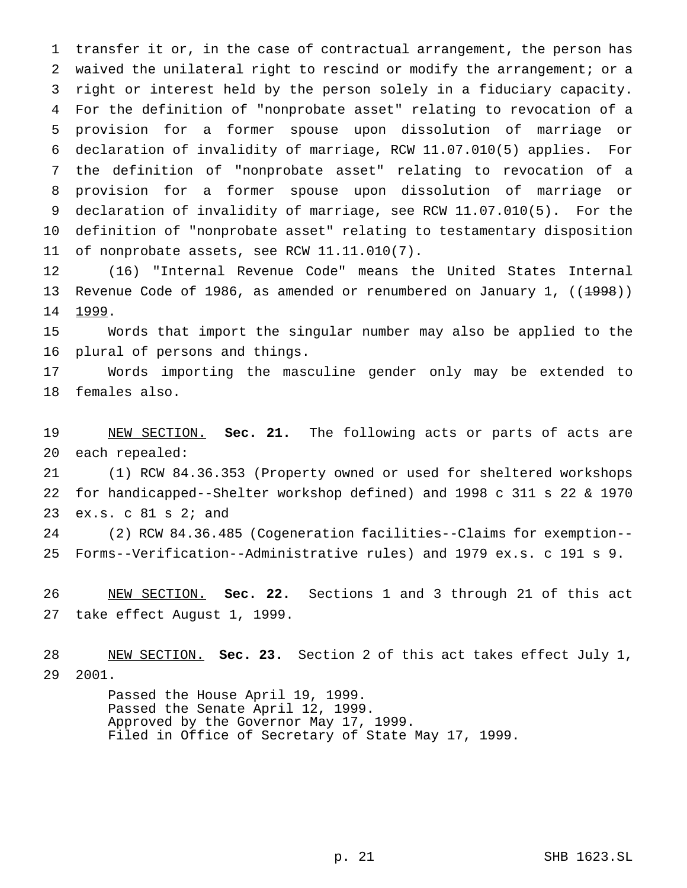transfer it or, in the case of contractual arrangement, the person has waived the unilateral right to rescind or modify the arrangement; or a right or interest held by the person solely in a fiduciary capacity. For the definition of "nonprobate asset" relating to revocation of a provision for a former spouse upon dissolution of marriage or declaration of invalidity of marriage, RCW 11.07.010(5) applies. For the definition of "nonprobate asset" relating to revocation of a provision for a former spouse upon dissolution of marriage or declaration of invalidity of marriage, see RCW 11.07.010(5). For the definition of "nonprobate asset" relating to testamentary disposition of nonprobate assets, see RCW 11.11.010(7).

(16) "Internal Revenue Code" means the United States Internal Revenue Code of 1986, as amended or renumbered on January 1, ((~~1998~~)) 1999.

Words that import the singular number may also be applied to the plural of persons and things.

Words importing the masculine gender only may be extended to females also.

NEW SECTION. **Sec. 21.** The following acts or parts of acts are each repealed:

(1) RCW 84.36.353 (Property owned or used for sheltered workshops for handicapped--Shelter workshop defined) and 1998 c 311 s 22 & 1970 ex.s. c 81 s 2; and

(2) RCW 84.36.485 (Cogeneration facilities--Claims for exemption--Forms--Verification--Administrative rules) and 1979 ex.s. c 191 s 9.

NEW SECTION. **Sec. 22.** Sections 1 and 3 through 21 of this act take effect August 1, 1999.

NEW SECTION. **Sec. 23.** Section 2 of this act takes effect July 1, 2001.

Passed the House April 19, 1999.
Passed the Senate April 12, 1999.
Approved by the Governor May 17, 1999.
Filed in Office of Secretary of State May 17, 1999.